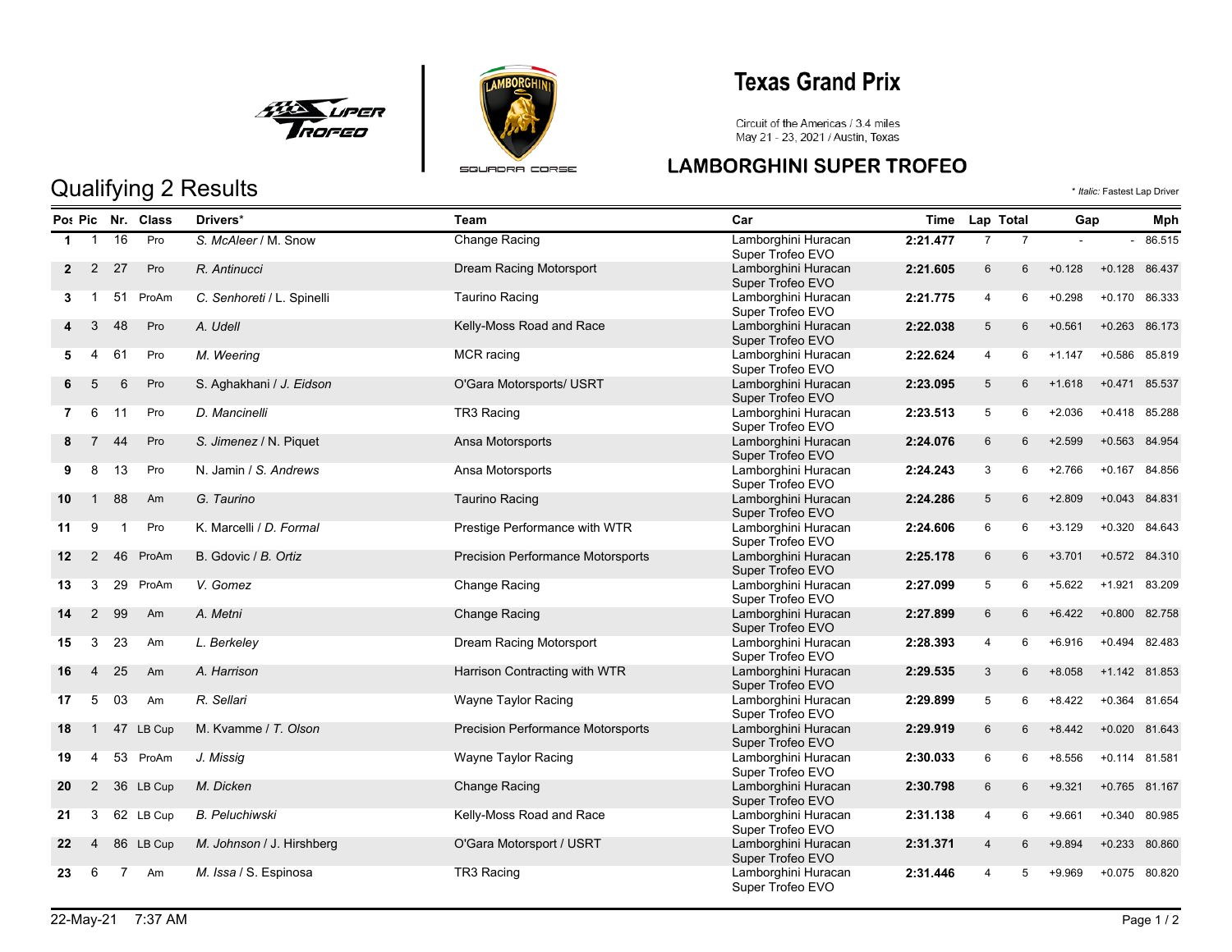# Texas Grand Prix

Circuit of the Americas / 3.4 miles
May 21 - 23, 2021 / Austin, Texas

## LAMBORGHINI SUPER TROFEO

## Qualifying 2 Results

\* *Italic:* Fastest Lap Driver

| Pos | Pic | Nr. | Class | Drivers* | Team | Car | Time | Lap | Total | Gap | | Mph |
|---|---|---|---|---|---|---|---|---|---|---|---|---|
| **1** | 1 | 16 | Pro | *S. McAleer* / M. Snow | Change Racing | Lamborghini Huracan Super Trofeo EVO | **2:21.477** | 7 | 7 | - | - | 86.515 |
| **2** | 2 | 27 | Pro | *R. Antinucci* | Dream Racing Motorsport | Lamborghini Huracan Super Trofeo EVO | **2:21.605** | 6 | 6 | +0.128 | +0.128 | 86.437 |
| **3** | 1 | 51 | ProAm | *C. Senhoreti* / L. Spinelli | Taurino Racing | Lamborghini Huracan Super Trofeo EVO | **2:21.775** | 4 | 6 | +0.298 | +0.170 | 86.333 |
| **4** | 3 | 48 | Pro | *A. Udell* | Kelly-Moss Road and Race | Lamborghini Huracan Super Trofeo EVO | **2:22.038** | 5 | 6 | +0.561 | +0.263 | 86.173 |
| **5** | 4 | 61 | Pro | *M. Weering* | MCR racing | Lamborghini Huracan Super Trofeo EVO | **2:22.624** | 4 | 6 | +1.147 | +0.586 | 85.819 |
| **6** | 5 | 6 | Pro | S. Aghakhani / *J. Eidson* | O'Gara Motorsports/ USRT | Lamborghini Huracan Super Trofeo EVO | **2:23.095** | 5 | 6 | +1.618 | +0.471 | 85.537 |
| **7** | 6 | 11 | Pro | *D. Mancinelli* | TR3 Racing | Lamborghini Huracan Super Trofeo EVO | **2:23.513** | 5 | 6 | +2.036 | +0.418 | 85.288 |
| **8** | 7 | 44 | Pro | *S. Jimenez* / N. Piquet | Ansa Motorsports | Lamborghini Huracan Super Trofeo EVO | **2:24.076** | 6 | 6 | +2.599 | +0.563 | 84.954 |
| **9** | 8 | 13 | Pro | N. Jamin / *S. Andrews* | Ansa Motorsports | Lamborghini Huracan Super Trofeo EVO | **2:24.243** | 3 | 6 | +2.766 | +0.167 | 84.856 |
| **10** | 1 | 88 | Am | *G. Taurino* | Taurino Racing | Lamborghini Huracan Super Trofeo EVO | **2:24.286** | 5 | 6 | +2.809 | +0.043 | 84.831 |
| **11** | 9 | 1 | Pro | K. Marcelli / *D. Formal* | Prestige Performance with WTR | Lamborghini Huracan Super Trofeo EVO | **2:24.606** | 6 | 6 | +3.129 | +0.320 | 84.643 |
| **12** | 2 | 46 | ProAm | B. Gdovic / *B. Ortiz* | Precision Performance Motorsports | Lamborghini Huracan Super Trofeo EVO | **2:25.178** | 6 | 6 | +3.701 | +0.572 | 84.310 |
| **13** | 3 | 29 | ProAm | *V. Gomez* | Change Racing | Lamborghini Huracan Super Trofeo EVO | **2:27.099** | 5 | 6 | +5.622 | +1.921 | 83.209 |
| **14** | 2 | 99 | Am | *A. Metni* | Change Racing | Lamborghini Huracan Super Trofeo EVO | **2:27.899** | 6 | 6 | +6.422 | +0.800 | 82.758 |
| **15** | 3 | 23 | Am | *L. Berkeley* | Dream Racing Motorsport | Lamborghini Huracan Super Trofeo EVO | **2:28.393** | 4 | 6 | +6.916 | +0.494 | 82.483 |
| **16** | 4 | 25 | Am | *A. Harrison* | Harrison Contracting with WTR | Lamborghini Huracan Super Trofeo EVO | **2:29.535** | 3 | 6 | +8.058 | +1.142 | 81.853 |
| **17** | 5 | 03 | Am | *R. Sellari* | Wayne Taylor Racing | Lamborghini Huracan Super Trofeo EVO | **2:29.899** | 5 | 6 | +8.422 | +0.364 | 81.654 |
| **18** | 1 | 47 | LB Cup | M. Kvamme / *T. Olson* | Precision Performance Motorsports | Lamborghini Huracan Super Trofeo EVO | **2:29.919** | 6 | 6 | +8.442 | +0.020 | 81.643 |
| **19** | 4 | 53 | ProAm | *J. Missig* | Wayne Taylor Racing | Lamborghini Huracan Super Trofeo EVO | **2:30.033** | 6 | 6 | +8.556 | +0.114 | 81.581 |
| **20** | 2 | 36 | LB Cup | *M. Dicken* | Change Racing | Lamborghini Huracan Super Trofeo EVO | **2:30.798** | 6 | 6 | +9.321 | +0.765 | 81.167 |
| **21** | 3 | 62 | LB Cup | *B. Peluchiwski* | Kelly-Moss Road and Race | Lamborghini Huracan Super Trofeo EVO | **2:31.138** | 4 | 6 | +9.661 | +0.340 | 80.985 |
| **22** | 4 | 86 | LB Cup | *M. Johnson* / J. Hirshberg | O'Gara Motorsport / USRT | Lamborghini Huracan Super Trofeo EVO | **2:31.371** | 4 | 6 | +9.894 | +0.233 | 80.860 |
| **23** | 6 | 7 | Am | *M. Issa* / S. Espinosa | TR3 Racing | Lamborghini Huracan Super Trofeo EVO | **2:31.446** | 4 | 5 | +9.969 | +0.075 | 80.820 |

22-May-21 7:37 AM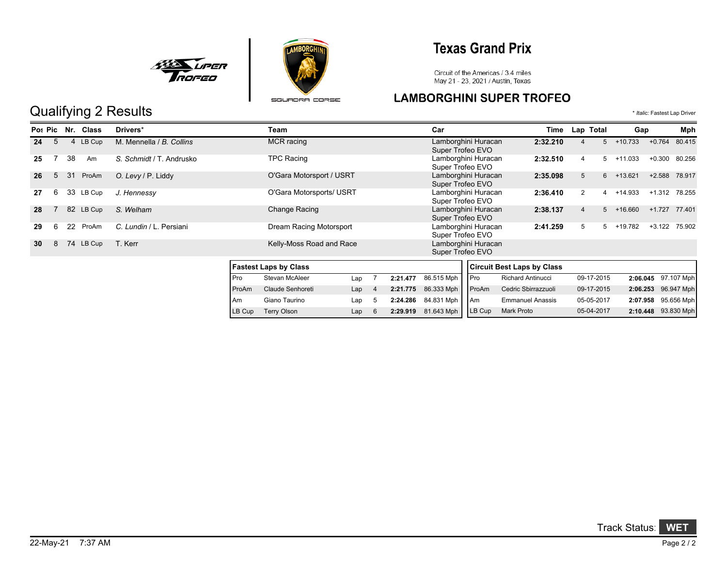# Texas Grand Prix

Circuit of the Americas / 3.4 miles
May 21 - 23, 2021 / Austin, Texas

## LAMBORGHINI SUPER TROFEO

## Qualifying 2 Results

\* *Italic:* Fastest Lap Driver

| Pos | Pic | Nr. | Class | Drivers* | Team | Car | Time | Lap | Total | Gap | | Mph |
|---|---|---|---|---|---|---|---|---|---|---|---|---|
| 24 | 5 | 4 | LB Cup | M. Mennella / *B. Collins* | MCR racing | Lamborghini Huracan Super Trofeo EVO | 2:32.210 | 4 | 5 | +10.733 | +0.764 | 80.415 |
| 25 | 7 | 38 | Am | *S. Schmidt* / T. Andrusko | TPC Racing | Lamborghini Huracan Super Trofeo EVO | 2:32.510 | 4 | 5 | +11.033 | +0.300 | 80.256 |
| 26 | 5 | 31 | ProAm | *O. Levy* / P. Liddy | O'Gara Motorsport / USRT | Lamborghini Huracan Super Trofeo EVO | 2:35.098 | 5 | 6 | +13.621 | +2.588 | 78.917 |
| 27 | 6 | 33 | LB Cup | *J. Hennessy* | O'Gara Motorsports/ USRT | Lamborghini Huracan Super Trofeo EVO | 2:36.410 | 2 | 4 | +14.933 | +1.312 | 78.255 |
| 28 | 7 | 82 | LB Cup | *S. Welham* | Change Racing | Lamborghini Huracan Super Trofeo EVO | 2:38.137 | 4 | 5 | +16.660 | +1.727 | 77.401 |
| 29 | 6 | 22 | ProAm | *C. Lundin* / L. Persiani | Dream Racing Motorsport | Lamborghini Huracan Super Trofeo EVO | 2:41.259 | 5 | 5 | +19.782 | +3.122 | 75.902 |
| 30 | 8 | 74 | LB Cup | T. Kerr | Kelly-Moss Road and Race | Lamborghini Huracan Super Trofeo EVO | | | | | | |

**Fastest Laps by Class**

| | | | | | |
|---|---|---|---|---|---|
| Pro | Stevan McAleer | Lap | 7 | 2:21.477 | 86.515 Mph |
| ProAm | Claude Senhoreti | Lap | 4 | 2:21.775 | 86.333 Mph |
| Am | Giano Taurino | Lap | 5 | 2:24.286 | 84.831 Mph |
| LB Cup | Terry Olson | Lap | 6 | 2:29.919 | 81.643 Mph |

**Circuit Best Laps by Class**

| | | | | |
|---|---|---|---|---|
| Pro | Richard Antinucci | 09-17-2015 | 2:06.045 | 97.107 Mph |
| ProAm | Cedric Sbirrazzuoli | 09-17-2015 | 2:06.253 | 96.947 Mph |
| Am | Emmanuel Anassis | 05-05-2017 | 2:07.958 | 95.656 Mph |
| LB Cup | Mark Proto | 05-04-2017 | 2:10.448 | 93.830 Mph |

Track Status: **WET**

22-May-21 7:37 AM